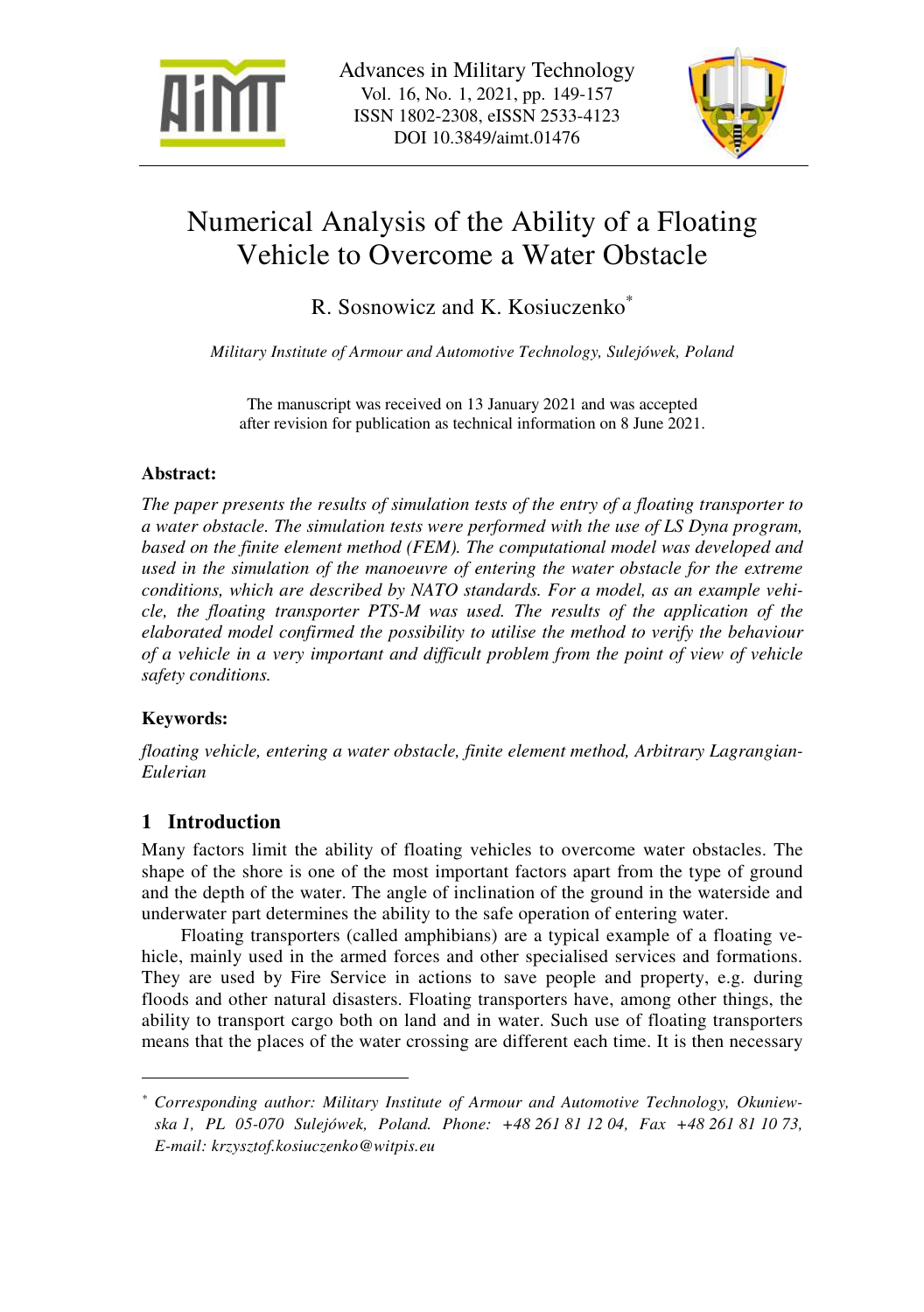Advances in Military Technology
Vol. 16, No. 1, 2021, pp. 149-157
ISSN 1802-2308, eISSN 2533-4123
DOI 10.3849/aimt.01476

# Numerical Analysis of the Ability of a Floating Vehicle to Overcome a Water Obstacle

R. Sosnowicz and K. Kosiuczenko[*]

*Military Institute of Armour and Automotive Technology, Sulejówek, Poland*

The manuscript was received on 13 January 2021 and was accepted after revision for publication as technical information on 8 June 2021.

**Abstract:**

*The paper presents the results of simulation tests of the entry of a floating transporter to a water obstacle. The simulation tests were performed with the use of LS Dyna program, based on the finite element method (FEM). The computational model was developed and used in the simulation of the manoeuvre of entering the water obstacle for the extreme conditions, which are described by NATO standards. For a model, as an example vehicle, the floating transporter PTS-M was used. The results of the application of the elaborated model confirmed the possibility to utilise the method to verify the behaviour of a vehicle in a very important and difficult problem from the point of view of vehicle safety conditions.*

**Keywords:**

*floating vehicle, entering a water obstacle, finite element method, Arbitrary Lagrangian-Eulerian*

## 1 Introduction

Many factors limit the ability of floating vehicles to overcome water obstacles. The shape of the shore is one of the most important factors apart from the type of ground and the depth of the water. The angle of inclination of the ground in the waterside and underwater part determines the ability to the safe operation of entering water.

Floating transporters (called amphibians) are a typical example of a floating vehicle, mainly used in the armed forces and other specialised services and formations. They are used by Fire Service in actions to save people and property, e.g. during floods and other natural disasters. Floating transporters have, among other things, the ability to transport cargo both on land and in water. Such use of floating transporters means that the places of the water crossing are different each time. It is then necessary

---

[*] *Corresponding author: Military Institute of Armour and Automotive Technology, Okuniewska 1, PL 05-070 Sulejówek, Poland. Phone: +48 261 81 12 04, Fax +48 261 81 10 73, E-mail: krzysztof.kosiuczenko@witpis.eu*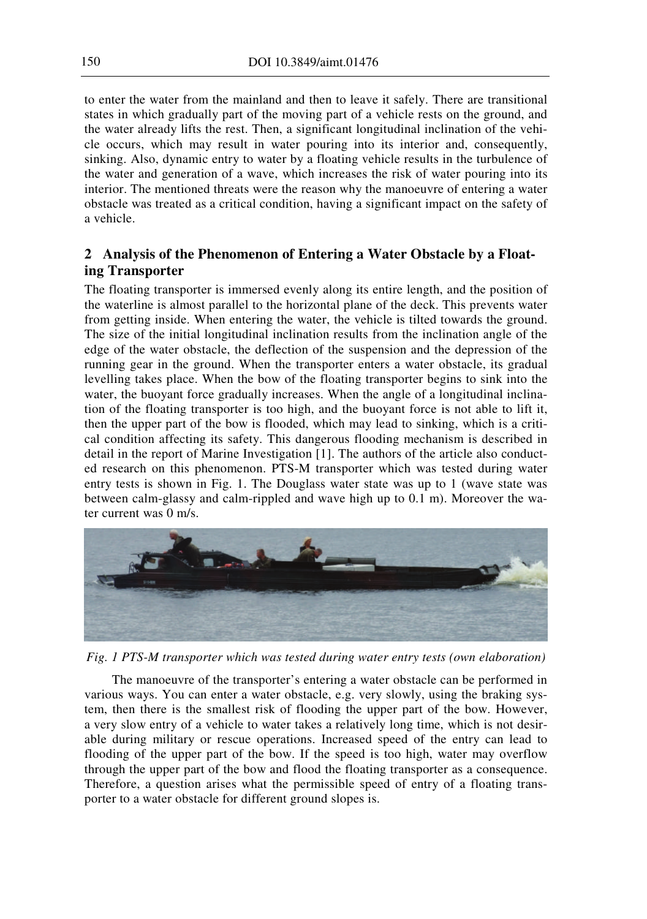to enter the water from the mainland and then to leave it safely. There are transitional states in which gradually part of the moving part of a vehicle rests on the ground, and the water already lifts the rest. Then, a significant longitudinal inclination of the vehicle occurs, which may result in water pouring into its interior and, consequently, sinking. Also, dynamic entry to water by a floating vehicle results in the turbulence of the water and generation of a wave, which increases the risk of water pouring into its interior. The mentioned threats were the reason why the manoeuvre of entering a water obstacle was treated as a critical condition, having a significant impact on the safety of a vehicle.

## 2 Analysis of the Phenomenon of Entering a Water Obstacle by a Floating Transporter

The floating transporter is immersed evenly along its entire length, and the position of the waterline is almost parallel to the horizontal plane of the deck. This prevents water from getting inside. When entering the water, the vehicle is tilted towards the ground. The size of the initial longitudinal inclination results from the inclination angle of the edge of the water obstacle, the deflection of the suspension and the depression of the running gear in the ground. When the transporter enters a water obstacle, its gradual levelling takes place. When the bow of the floating transporter begins to sink into the water, the buoyant force gradually increases. When the angle of a longitudinal inclination of the floating transporter is too high, and the buoyant force is not able to lift it, then the upper part of the bow is flooded, which may lead to sinking, which is a critical condition affecting its safety. This dangerous flooding mechanism is described in detail in the report of Marine Investigation [1]. The authors of the article also conducted research on this phenomenon. PTS-M transporter which was tested during water entry tests is shown in Fig. 1. The Douglass water state was up to 1 (wave state was between calm-glassy and calm-rippled and wave high up to 0.1 m). Moreover the water current was 0 m/s.

*Fig. 1 PTS-M transporter which was tested during water entry tests (own elaboration)*

The manoeuvre of the transporter's entering a water obstacle can be performed in various ways. You can enter a water obstacle, e.g. very slowly, using the braking system, then there is the smallest risk of flooding the upper part of the bow. However, a very slow entry of a vehicle to water takes a relatively long time, which is not desirable during military or rescue operations. Increased speed of the entry can lead to flooding of the upper part of the bow. If the speed is too high, water may overflow through the upper part of the bow and flood the floating transporter as a consequence. Therefore, a question arises what the permissible speed of entry of a floating transporter to a water obstacle for different ground slopes is.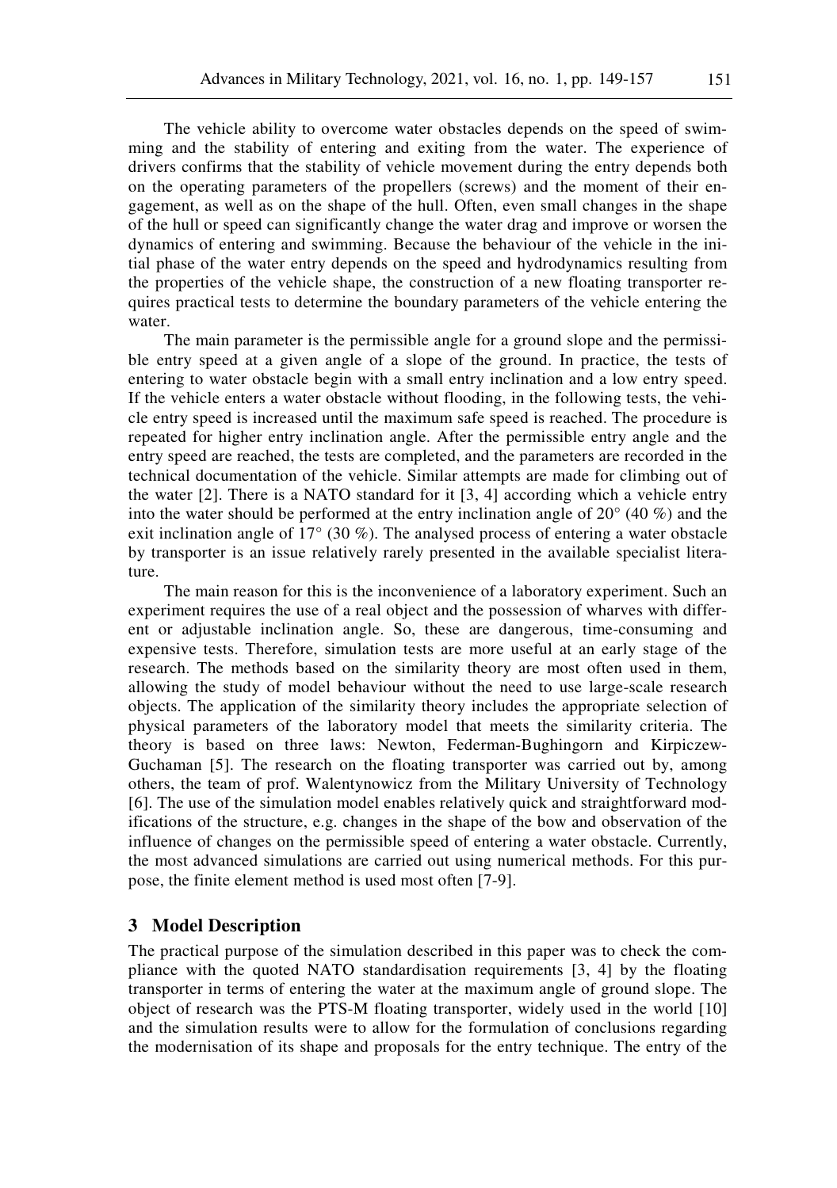The vehicle ability to overcome water obstacles depends on the speed of swimming and the stability of entering and exiting from the water. The experience of drivers confirms that the stability of vehicle movement during the entry depends both on the operating parameters of the propellers (screws) and the moment of their engagement, as well as on the shape of the hull. Often, even small changes in the shape of the hull or speed can significantly change the water drag and improve or worsen the dynamics of entering and swimming. Because the behaviour of the vehicle in the initial phase of the water entry depends on the speed and hydrodynamics resulting from the properties of the vehicle shape, the construction of a new floating transporter requires practical tests to determine the boundary parameters of the vehicle entering the water.

The main parameter is the permissible angle for a ground slope and the permissible entry speed at a given angle of a slope of the ground. In practice, the tests of entering to water obstacle begin with a small entry inclination and a low entry speed. If the vehicle enters a water obstacle without flooding, in the following tests, the vehicle entry speed is increased until the maximum safe speed is reached. The procedure is repeated for higher entry inclination angle. After the permissible entry angle and the entry speed are reached, the tests are completed, and the parameters are recorded in the technical documentation of the vehicle. Similar attempts are made for climbing out of the water [2]. There is a NATO standard for it [3, 4] according which a vehicle entry into the water should be performed at the entry inclination angle of 20° (40 %) and the exit inclination angle of 17° (30 %). The analysed process of entering a water obstacle by transporter is an issue relatively rarely presented in the available specialist literature.

The main reason for this is the inconvenience of a laboratory experiment. Such an experiment requires the use of a real object and the possession of wharves with different or adjustable inclination angle. So, these are dangerous, time-consuming and expensive tests. Therefore, simulation tests are more useful at an early stage of the research. The methods based on the similarity theory are most often used in them, allowing the study of model behaviour without the need to use large-scale research objects. The application of the similarity theory includes the appropriate selection of physical parameters of the laboratory model that meets the similarity criteria. The theory is based on three laws: Newton, Federman-Bughingorn and Kirpiczew-Guchaman [5]. The research on the floating transporter was carried out by, among others, the team of prof. Walentynowicz from the Military University of Technology [6]. The use of the simulation model enables relatively quick and straightforward modifications of the structure, e.g. changes in the shape of the bow and observation of the influence of changes on the permissible speed of entering a water obstacle. Currently, the most advanced simulations are carried out using numerical methods. For this purpose, the finite element method is used most often [7-9].

## 3 Model Description

The practical purpose of the simulation described in this paper was to check the compliance with the quoted NATO standardisation requirements [3, 4] by the floating transporter in terms of entering the water at the maximum angle of ground slope. The object of research was the PTS-M floating transporter, widely used in the world [10] and the simulation results were to allow for the formulation of conclusions regarding the modernisation of its shape and proposals for the entry technique. The entry of the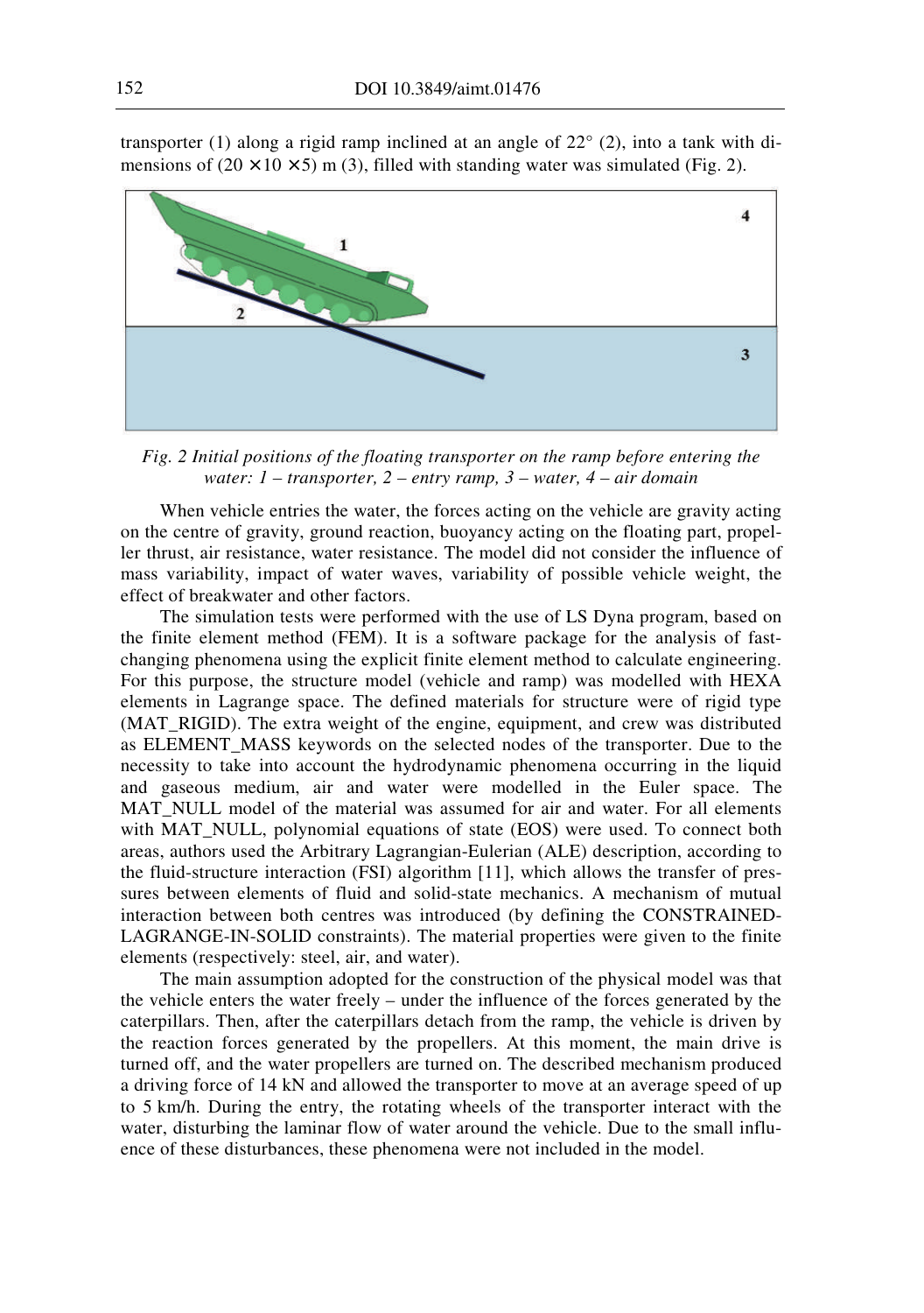transporter (1) along a rigid ramp inclined at an angle of 22° (2), into a tank with dimensions of (20 × 10 × 5) m (3), filled with standing water was simulated (Fig. 2).

*Fig. 2 Initial positions of the floating transporter on the ramp before entering the water: 1 – transporter, 2 – entry ramp, 3 – water, 4 – air domain*

When vehicle entries the water, the forces acting on the vehicle are gravity acting on the centre of gravity, ground reaction, buoyancy acting on the floating part, propeller thrust, air resistance, water resistance. The model did not consider the influence of mass variability, impact of water waves, variability of possible vehicle weight, the effect of breakwater and other factors.

The simulation tests were performed with the use of LS Dyna program, based on the finite element method (FEM). It is a software package for the analysis of fast-changing phenomena using the explicit finite element method to calculate engineering. For this purpose, the structure model (vehicle and ramp) was modelled with HEXA elements in Lagrange space. The defined materials for structure were of rigid type (MAT_RIGID). The extra weight of the engine, equipment, and crew was distributed as ELEMENT_MASS keywords on the selected nodes of the transporter. Due to the necessity to take into account the hydrodynamic phenomena occurring in the liquid and gaseous medium, air and water were modelled in the Euler space. The MAT_NULL model of the material was assumed for air and water. For all elements with MAT_NULL, polynomial equations of state (EOS) were used. To connect both areas, authors used the Arbitrary Lagrangian-Eulerian (ALE) description, according to the fluid-structure interaction (FSI) algorithm [11], which allows the transfer of pressures between elements of fluid and solid-state mechanics. A mechanism of mutual interaction between both centres was introduced (by defining the CONSTRAINED-LAGRANGE-IN-SOLID constraints). The material properties were given to the finite elements (respectively: steel, air, and water).

The main assumption adopted for the construction of the physical model was that the vehicle enters the water freely – under the influence of the forces generated by the caterpillars. Then, after the caterpillars detach from the ramp, the vehicle is driven by the reaction forces generated by the propellers. At this moment, the main drive is turned off, and the water propellers are turned on. The described mechanism produced a driving force of 14 kN and allowed the transporter to move at an average speed of up to 5 km/h. During the entry, the rotating wheels of the transporter interact with the water, disturbing the laminar flow of water around the vehicle. Due to the small influence of these disturbances, these phenomena were not included in the model.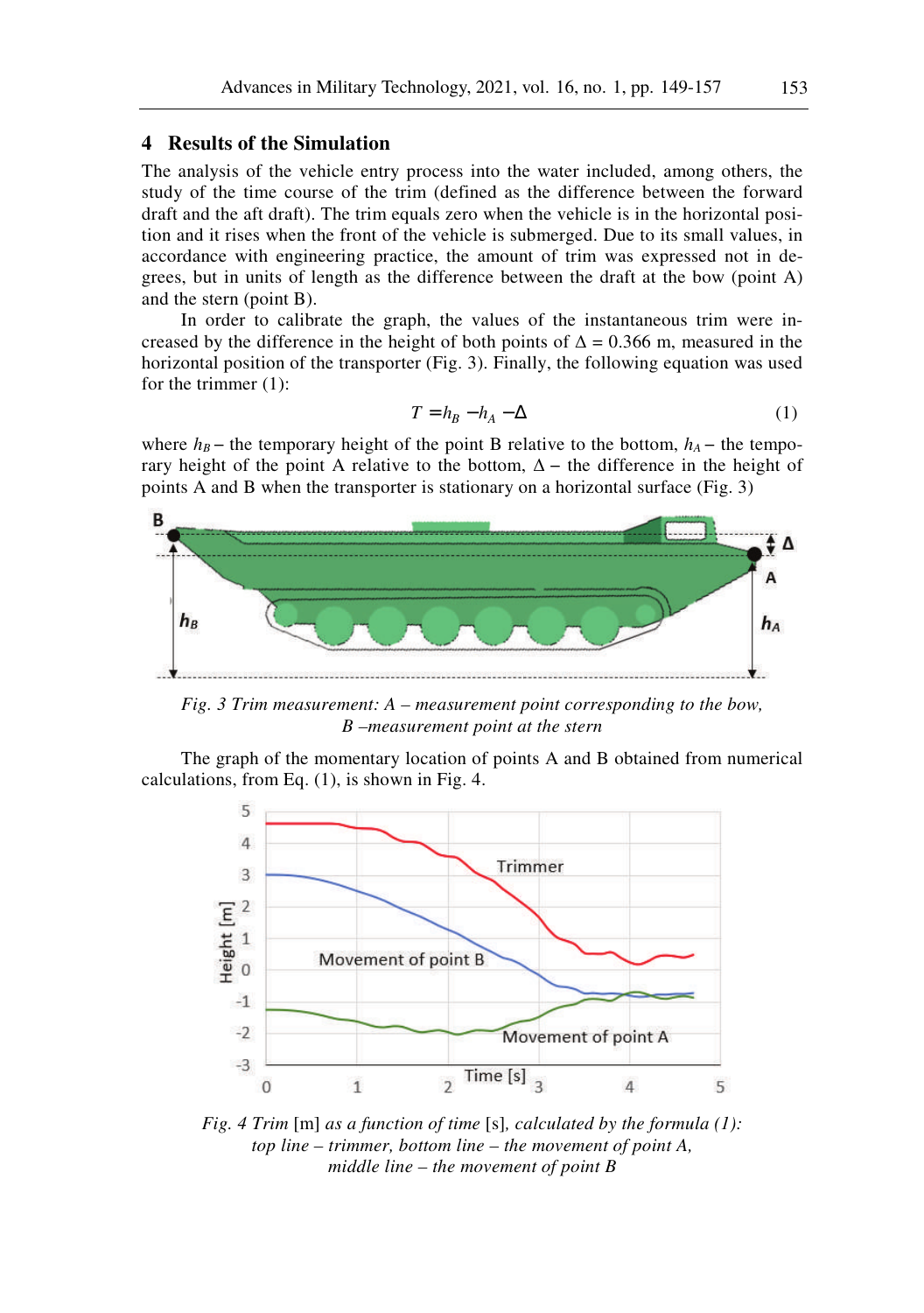## 4 Results of the Simulation

The analysis of the vehicle entry process into the water included, among others, the study of the time course of the trim (defined as the difference between the forward draft and the aft draft). The trim equals zero when the vehicle is in the horizontal position and it rises when the front of the vehicle is submerged. Due to its small values, in accordance with engineering practice, the amount of trim was expressed not in degrees, but in units of length as the difference between the draft at the bow (point A) and the stern (point B).

In order to calibrate the graph, the values of the instantaneous trim were increased by the difference in the height of both points of $\Delta = 0.366$ m, measured in the horizontal position of the transporter (Fig. 3). Finally, the following equation was used for the trimmer (1):

$$T = h_B - h_A - \Delta \tag{1}$$

where $h_B$ – the temporary height of the point B relative to the bottom, $h_A$ – the temporary height of the point A relative to the bottom, $\Delta$ – the difference in the height of points A and B when the transporter is stationary on a horizontal surface (Fig. 3)

*Fig. 3 Trim measurement: A – measurement point corresponding to the bow, B –measurement point at the stern*

The graph of the momentary location of points A and B obtained from numerical calculations, from Eq. (1), is shown in Fig. 4.

*Fig. 4 Trim* [m] *as a function of time* [s], *calculated by the formula (1): top line – trimmer, bottom line – the movement of point A, middle line – the movement of point B*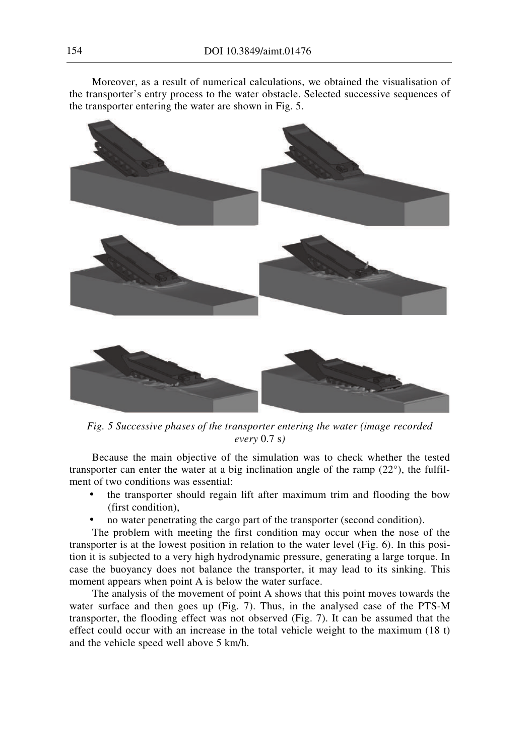Moreover, as a result of numerical calculations, we obtained the visualisation of the transporter's entry process to the water obstacle. Selected successive sequences of the transporter entering the water are shown in Fig. 5.

*Fig. 5 Successive phases of the transporter entering the water (image recorded every* 0.7 s*)*

Because the main objective of the simulation was to check whether the tested transporter can enter the water at a big inclination angle of the ramp (22°), the fulfilment of two conditions was essential:

- the transporter should regain lift after maximum trim and flooding the bow (first condition),
- no water penetrating the cargo part of the transporter (second condition).

The problem with meeting the first condition may occur when the nose of the transporter is at the lowest position in relation to the water level (Fig. 6). In this position it is subjected to a very high hydrodynamic pressure, generating a large torque. In case the buoyancy does not balance the transporter, it may lead to its sinking. This moment appears when point A is below the water surface.

The analysis of the movement of point A shows that this point moves towards the water surface and then goes up (Fig. 7). Thus, in the analysed case of the PTS-M transporter, the flooding effect was not observed (Fig. 7). It can be assumed that the effect could occur with an increase in the total vehicle weight to the maximum (18 t) and the vehicle speed well above 5 km/h.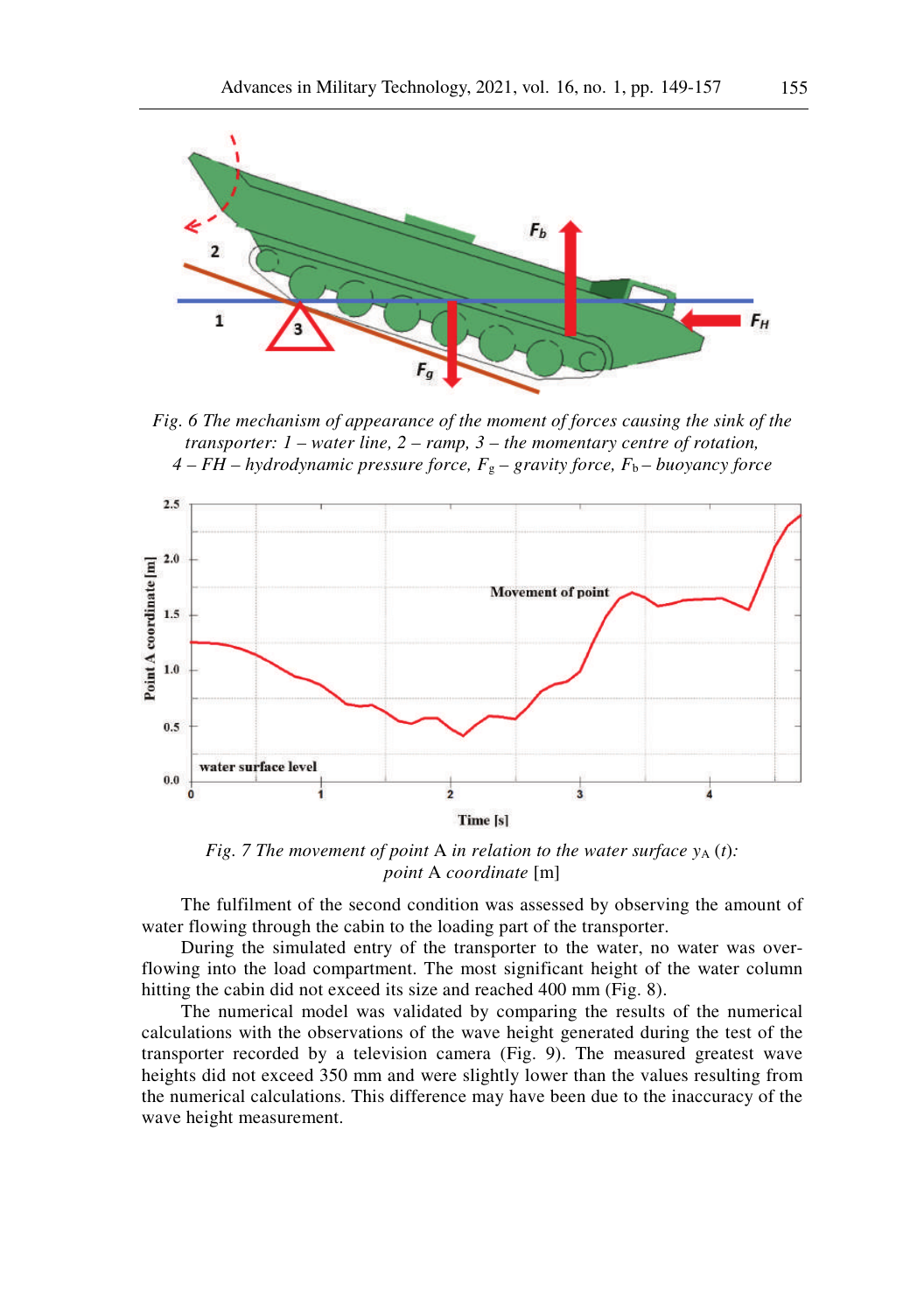*Fig. 6 The mechanism of appearance of the moment of forces causing the sink of the transporter: 1 – water line, 2 – ramp, 3 – the momentary centre of rotation, 4 – FH – hydrodynamic pressure force, $F_g$ – gravity force, $F_b$ – buoyancy force*

*Fig. 7 The movement of point* A *in relation to the water surface* $y_A$ *(t): point* A *coordinate* [m]

The fulfilment of the second condition was assessed by observing the amount of water flowing through the cabin to the loading part of the transporter.

During the simulated entry of the transporter to the water, no water was overflowing into the load compartment. The most significant height of the water column hitting the cabin did not exceed its size and reached 400 mm (Fig. 8).

The numerical model was validated by comparing the results of the numerical calculations with the observations of the wave height generated during the test of the transporter recorded by a television camera (Fig. 9). The measured greatest wave heights did not exceed 350 mm and were slightly lower than the values resulting from the numerical calculations. This difference may have been due to the inaccuracy of the wave height measurement.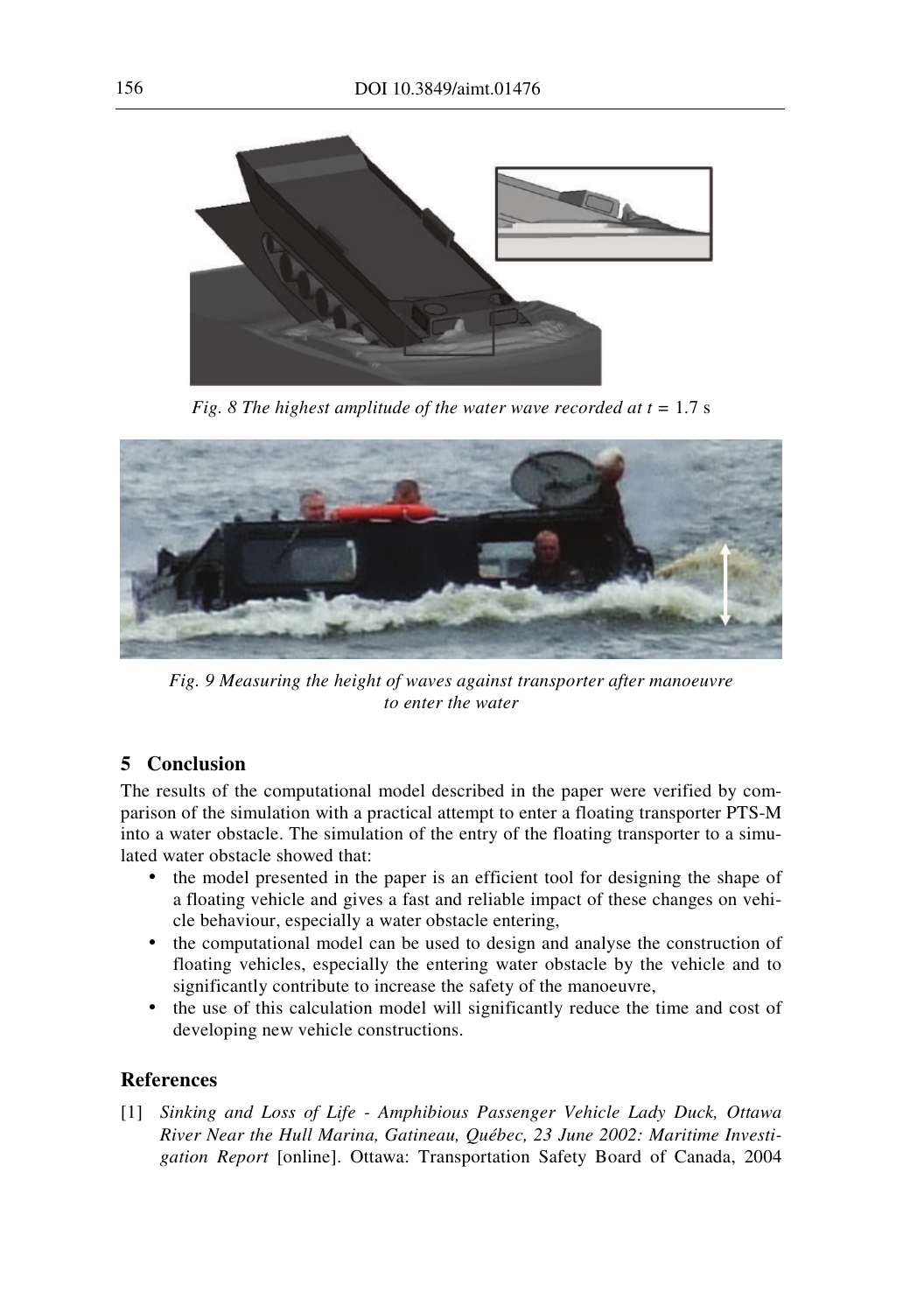*Fig. 8 The highest amplitude of the water wave recorded at $t$ = 1.7 s*

*Fig. 9 Measuring the height of waves against transporter after manoeuvre to enter the water*

## 5 Conclusion

The results of the computational model described in the paper were verified by comparison of the simulation with a practical attempt to enter a floating transporter PTS-M into a water obstacle. The simulation of the entry of the floating transporter to a simulated water obstacle showed that:

- the model presented in the paper is an efficient tool for designing the shape of a floating vehicle and gives a fast and reliable impact of these changes on vehicle behaviour, especially a water obstacle entering,
- the computational model can be used to design and analyse the construction of floating vehicles, especially the entering water obstacle by the vehicle and to significantly contribute to increase the safety of the manoeuvre,
- the use of this calculation model will significantly reduce the time and cost of developing new vehicle constructions.

## References

[1] *Sinking and Loss of Life - Amphibious Passenger Vehicle Lady Duck, Ottawa River Near the Hull Marina, Gatineau, Québec, 23 June 2002: Maritime Investigation Report* [online]. Ottawa: Transportation Safety Board of Canada, 2004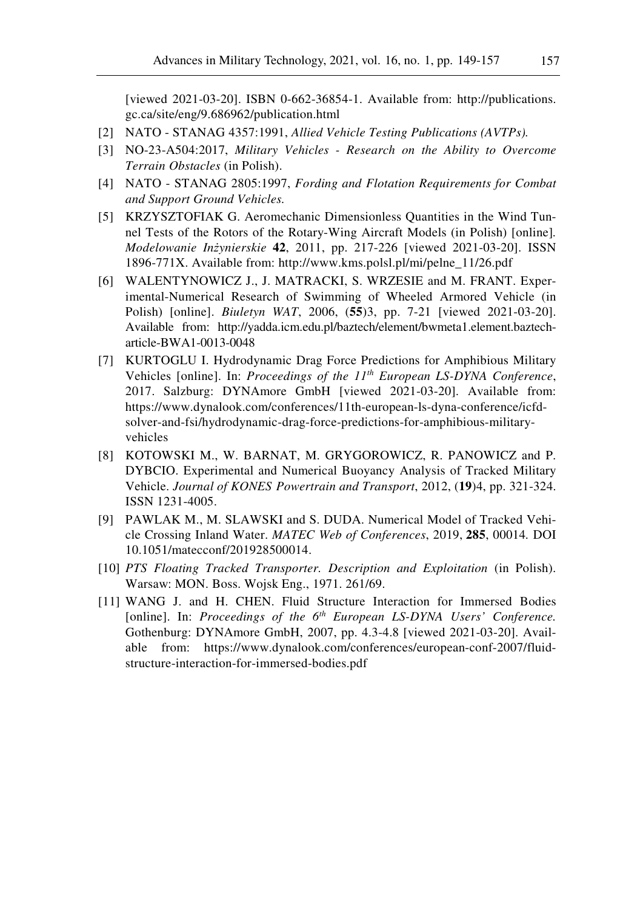[viewed 2021-03-20]. ISBN 0-662-36854-1. Available from: http://publications.gc.ca/site/eng/9.686962/publication.html

[2] NATO - STANAG 4357:1991, *Allied Vehicle Testing Publications (AVTPs).*

[3] NO-23-A504:2017, *Military Vehicles - Research on the Ability to Overcome Terrain Obstacles* (in Polish).

[4] NATO - STANAG 2805:1997, *Fording and Flotation Requirements for Combat and Support Ground Vehicles.*

[5] KRZYSZTOFIAK G. Aeromechanic Dimensionless Quantities in the Wind Tunnel Tests of the Rotors of the Rotary-Wing Aircraft Models (in Polish) [online]. *Modelowanie Inżynierskie* **42**, 2011, pp. 217-226 [viewed 2021-03-20]. ISSN 1896-771X. Available from: http://www.kms.polsl.pl/mi/pelne_11/26.pdf

[6] WALENTYNOWICZ J., J. MATRACKI, S. WRZESIE and M. FRANT. Experimental-Numerical Research of Swimming of Wheeled Armored Vehicle (in Polish) [online]. *Biuletyn WAT*, 2006, (**55**)3, pp. 7-21 [viewed 2021-03-20]. Available from: http://yadda.icm.edu.pl/baztech/element/bwmeta1.element.baztech-article-BWA1-0013-0048

[7] KURTOGLU I. Hydrodynamic Drag Force Predictions for Amphibious Military Vehicles [online]. In: *Proceedings of the 11th European LS-DYNA Conference*, 2017. Salzburg: DYNAmore GmbH [viewed 2021-03-20]. Available from: https://www.dynalook.com/conferences/11th-european-ls-dyna-conference/icfd-solver-and-fsi/hydrodynamic-drag-force-predictions-for-amphibious-military-vehicles

[8] KOTOWSKI M., W. BARNAT, M. GRYGOROWICZ, R. PANOWICZ and P. DYBCIO. Experimental and Numerical Buoyancy Analysis of Tracked Military Vehicle. *Journal of KONES Powertrain and Transport*, 2012, (**19**)4, pp. 321-324. ISSN 1231-4005.

[9] PAWLAK M., M. SLAWSKI and S. DUDA. Numerical Model of Tracked Vehicle Crossing Inland Water. *MATEC Web of Conferences*, 2019, **285**, 00014. DOI 10.1051/matecconf/201928500014.

[10] *PTS Floating Tracked Transporter. Description and Exploitation* (in Polish). Warsaw: MON. Boss. Wojsk Eng., 1971. 261/69.

[11] WANG J. and H. CHEN. Fluid Structure Interaction for Immersed Bodies [online]. In: *Proceedings of the 6th European LS-DYNA Users' Conference.* Gothenburg: DYNAmore GmbH, 2007, pp. 4.3-4.8 [viewed 2021-03-20]. Available from: https://www.dynalook.com/conferences/european-conf-2007/fluid-structure-interaction-for-immersed-bodies.pdf